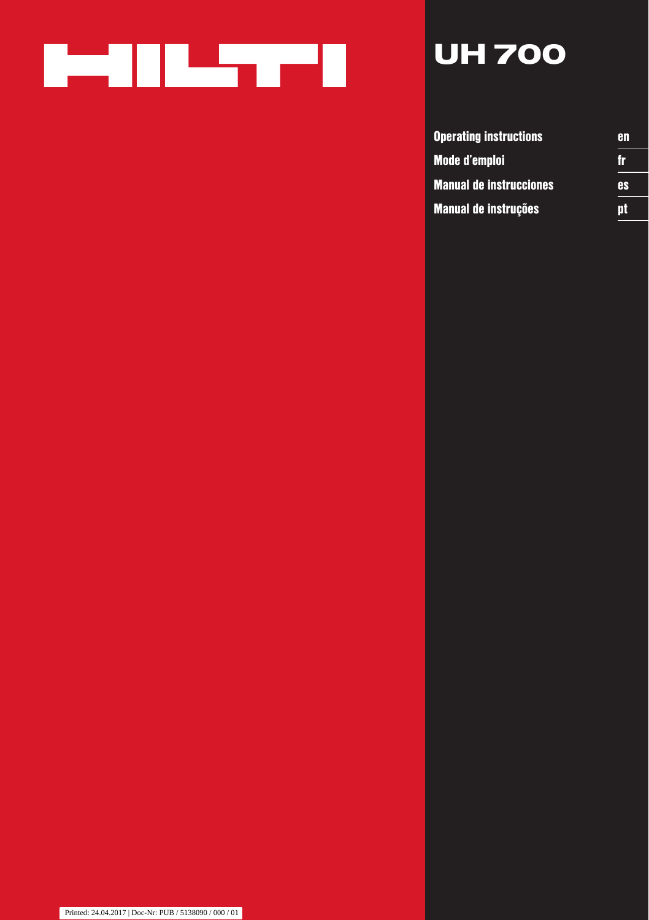HILTI

# UH 700

| | |
|---|---|
| **Operating instructions** | **en** |
| **Mode d'emploi** | **fr** |
| **Manual de instrucciones** | **es** |
| **Manual de instruções** | **pt** |

Printed: 24.04.2017 | Doc-Nr: PUB / 5138090 / 000 / 01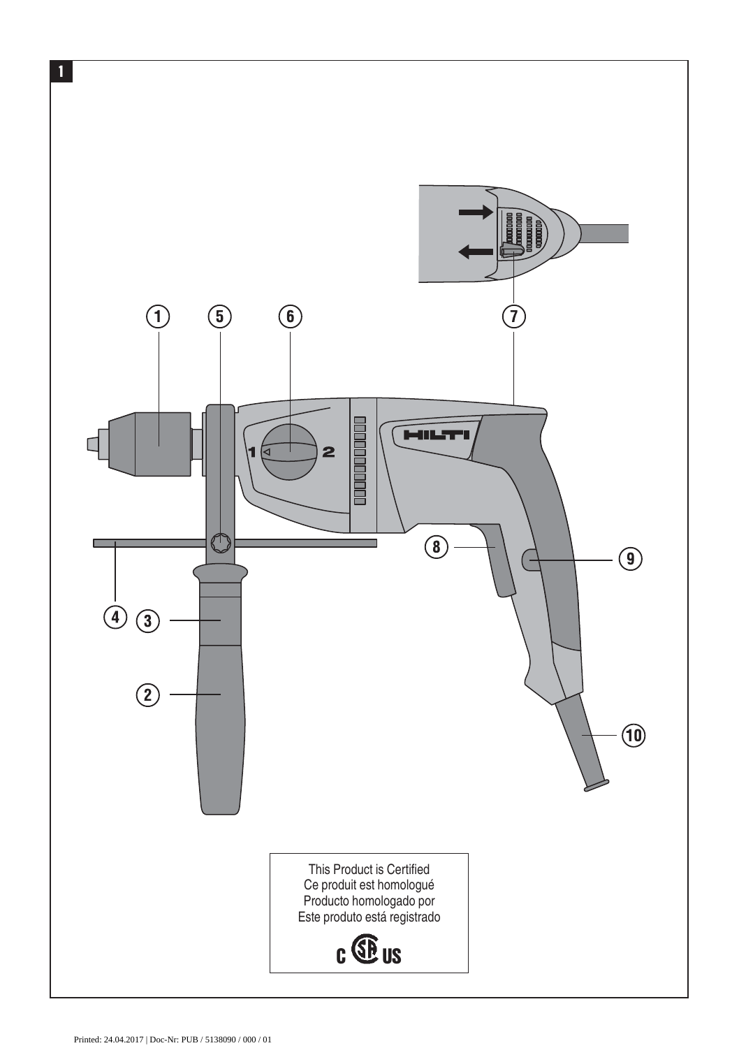This Product is Certified
Ce produit est homologué
Producto homologado por
Este produto está registrado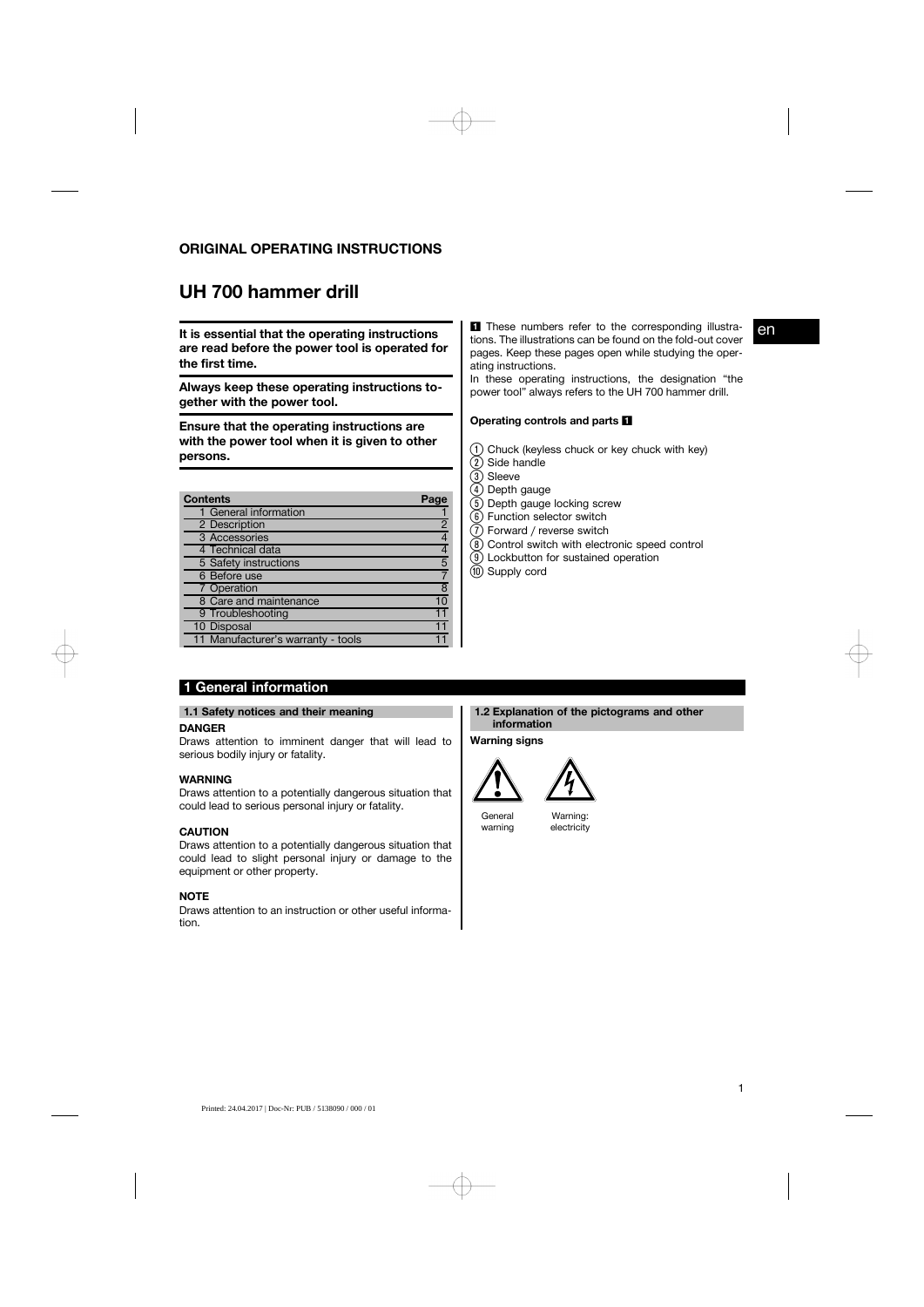## ORIGINAL OPERATING INSTRUCTIONS

# UH 700 hammer drill

**It is essential that the operating instructions are read before the power tool is operated for the first time.**

**Always keep these operating instructions together with the power tool.**

**Ensure that the operating instructions are with the power tool when it is given to other persons.**

| Contents | Page |
|---|---|
| 1 General information | 1 |
| 2 Description | 2 |
| 3 Accessories | 4 |
| 4 Technical data | 4 |
| 5 Safety instructions | 5 |
| 6 Before use | 7 |
| 7 Operation | 8 |
| 8 Care and maintenance | 10 |
| 9 Troubleshooting | 11 |
| 10 Disposal | 11 |
| 11 Manufacturer's warranty - tools | 11 |

1 These numbers refer to the corresponding illustrations. The illustrations can be found on the fold-out cover pages. Keep these pages open while studying the operating instructions.

In these operating instructions, the designation "the power tool" always refers to the UH 700 hammer drill.

**Operating controls and parts 1**

1. Chuck (keyless chuck or key chuck with key)
2. Side handle
3. Sleeve
4. Depth gauge
5. Depth gauge locking screw
6. Function selector switch
7. Forward / reverse switch
8. Control switch with electronic speed control
9. Lockbutton for sustained operation
10. Supply cord

## 1 General information

### 1.1 Safety notices and their meaning

**DANGER**

Draws attention to imminent danger that will lead to serious bodily injury or fatality.

**WARNING**

Draws attention to a potentially dangerous situation that could lead to serious personal injury or fatality.

**CAUTION**

Draws attention to a potentially dangerous situation that could lead to slight personal injury or damage to the equipment or other property.

**NOTE**

Draws attention to an instruction or other useful information.

### 1.2 Explanation of the pictograms and other information

**Warning signs**

General warning

Warning: electricity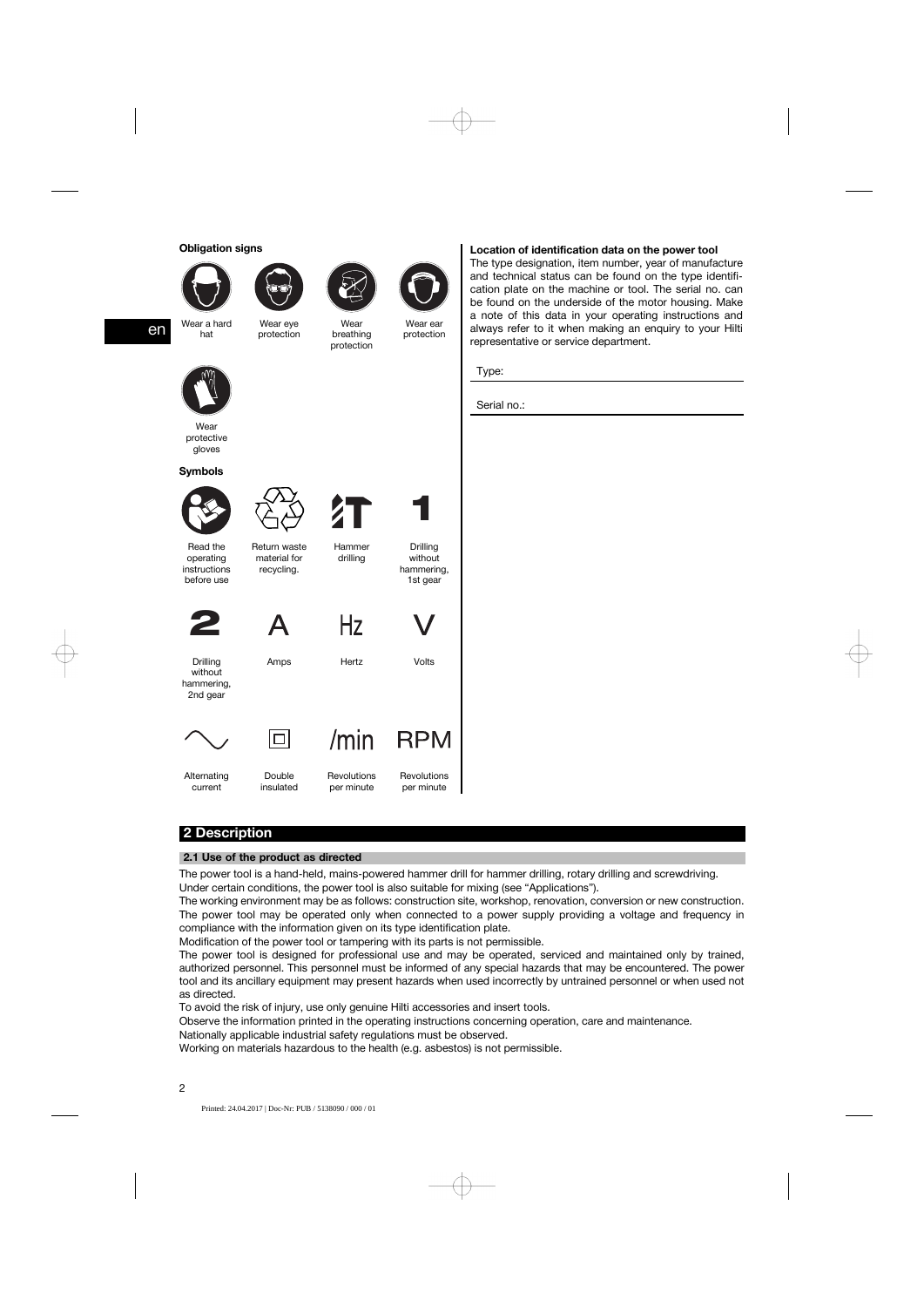**Obligation signs**

Wear a hard hat

Wear eye protection

Wear breathing protection

Wear ear protection

Wear protective gloves

**Symbols**

Read the operating instructions before use

Return waste material for recycling.

Hammer drilling

Drilling without hammering, 1st gear

Drilling without hammering, 2nd gear

Amps

Hertz

Volts

Alternating current

Double insulated

Revolutions per minute

Revolutions per minute

**Location of identification data on the power tool**

The type designation, item number, year of manufacture and technical status can be found on the type identification plate on the machine or tool. The serial no. can be found on the underside of the motor housing. Make a note of this data in your operating instructions and always refer to it when making an enquiry to your Hilti representative or service department.

Type:

Serial no.:

## 2 Description

### 2.1 Use of the product as directed

The power tool is a hand-held, mains-powered hammer drill for hammer drilling, rotary drilling and screwdriving. Under certain conditions, the power tool is also suitable for mixing (see "Applications").

The working environment may be as follows: construction site, workshop, renovation, conversion or new construction.

The power tool may be operated only when connected to a power supply providing a voltage and frequency in compliance with the information given on its type identification plate.

Modification of the power tool or tampering with its parts is not permissible.

The power tool is designed for professional use and may be operated, serviced and maintained only by trained, authorized personnel. This personnel must be informed of any special hazards that may be encountered. The power tool and its ancillary equipment may present hazards when used incorrectly by untrained personnel or when used not as directed.

To avoid the risk of injury, use only genuine Hilti accessories and insert tools.

Observe the information printed in the operating instructions concerning operation, care and maintenance.

Nationally applicable industrial safety regulations must be observed.

Working on materials hazardous to the health (e.g. asbestos) is not permissible.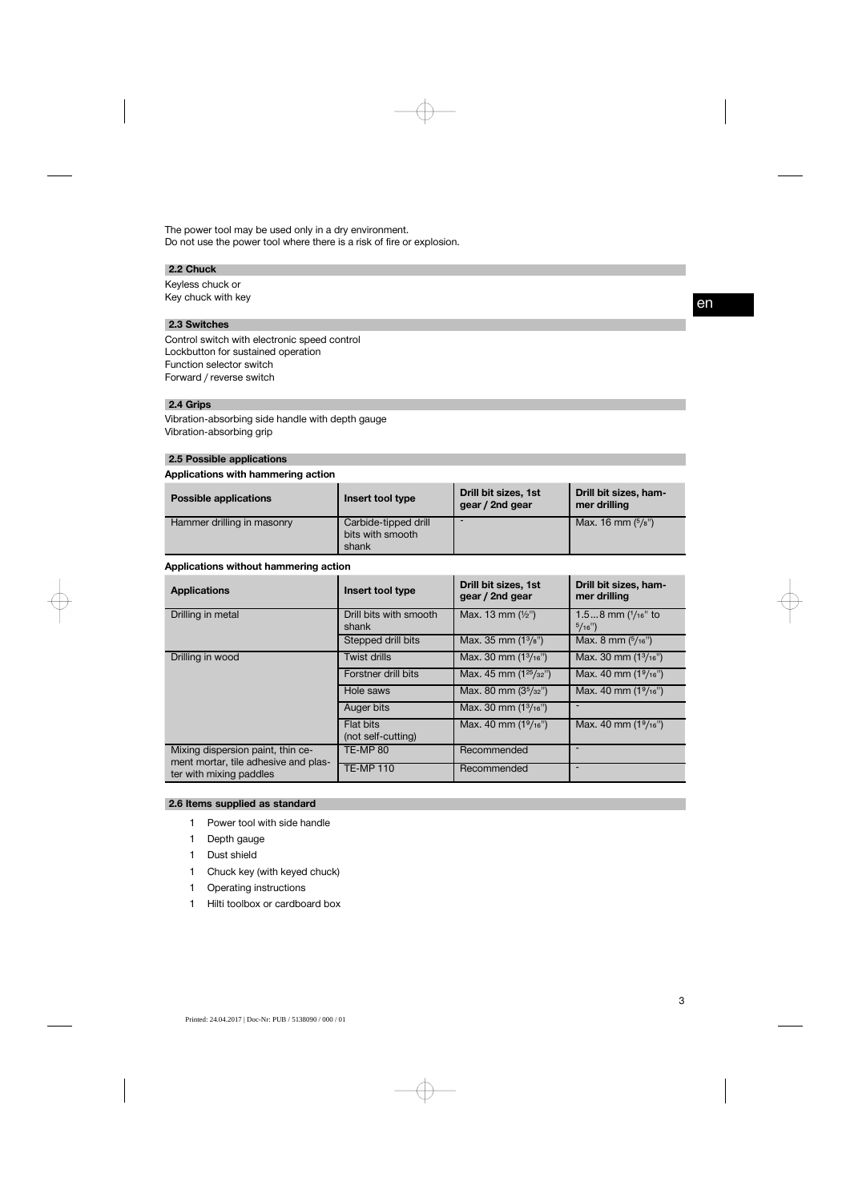The power tool may be used only in a dry environment.
Do not use the power tool where there is a risk of fire or explosion.

### 2.2 Chuck

Keyless chuck or
Key chuck with key

### 2.3 Switches

Control switch with electronic speed control
Lockbutton for sustained operation
Function selector switch
Forward / reverse switch

### 2.4 Grips

Vibration-absorbing side handle with depth gauge
Vibration-absorbing grip

### 2.5 Possible applications

**Applications with hammering action**

| Possible applications | Insert tool type | Drill bit sizes, 1st gear / 2nd gear | Drill bit sizes, hammer drilling |
|---|---|---|---|
| Hammer drilling in masonry | Carbide-tipped drill bits with smooth shank | - | Max. 16 mm (5/8") |

**Applications without hammering action**

| Applications | Insert tool type | Drill bit sizes, 1st gear / 2nd gear | Drill bit sizes, hammer drilling |
|---|---|---|---|
| Drilling in metal | Drill bits with smooth shank | Max. 13 mm (½") | 1.5…8 mm (1/16" to 5/16") |
| | Stepped drill bits | Max. 35 mm (1 3/8") | Max. 8 mm (5/16") |
| Drilling in wood | Twist drills | Max. 30 mm (1 3/16") | Max. 30 mm (1 3/16") |
| | Forstner drill bits | Max. 45 mm (1 25/32") | Max. 40 mm (1 9/16") |
| | Hole saws | Max. 80 mm (3 5/32") | Max. 40 mm (1 9/16") |
| | Auger bits | Max. 30 mm (1 3/16") | - |
| | Flat bits (not self-cutting) | Max. 40 mm (1 9/16") | Max. 40 mm (1 9/16") |
| Mixing dispersion paint, thin cement mortar, tile adhesive and plaster with mixing paddles | TE-MP 80 | Recommended | - |
| | TE-MP 110 | Recommended | - |

### 2.6 Items supplied as standard

1 Power tool with side handle
1 Depth gauge
1 Dust shield
1 Chuck key (with keyed chuck)
1 Operating instructions
1 Hilti toolbox or cardboard box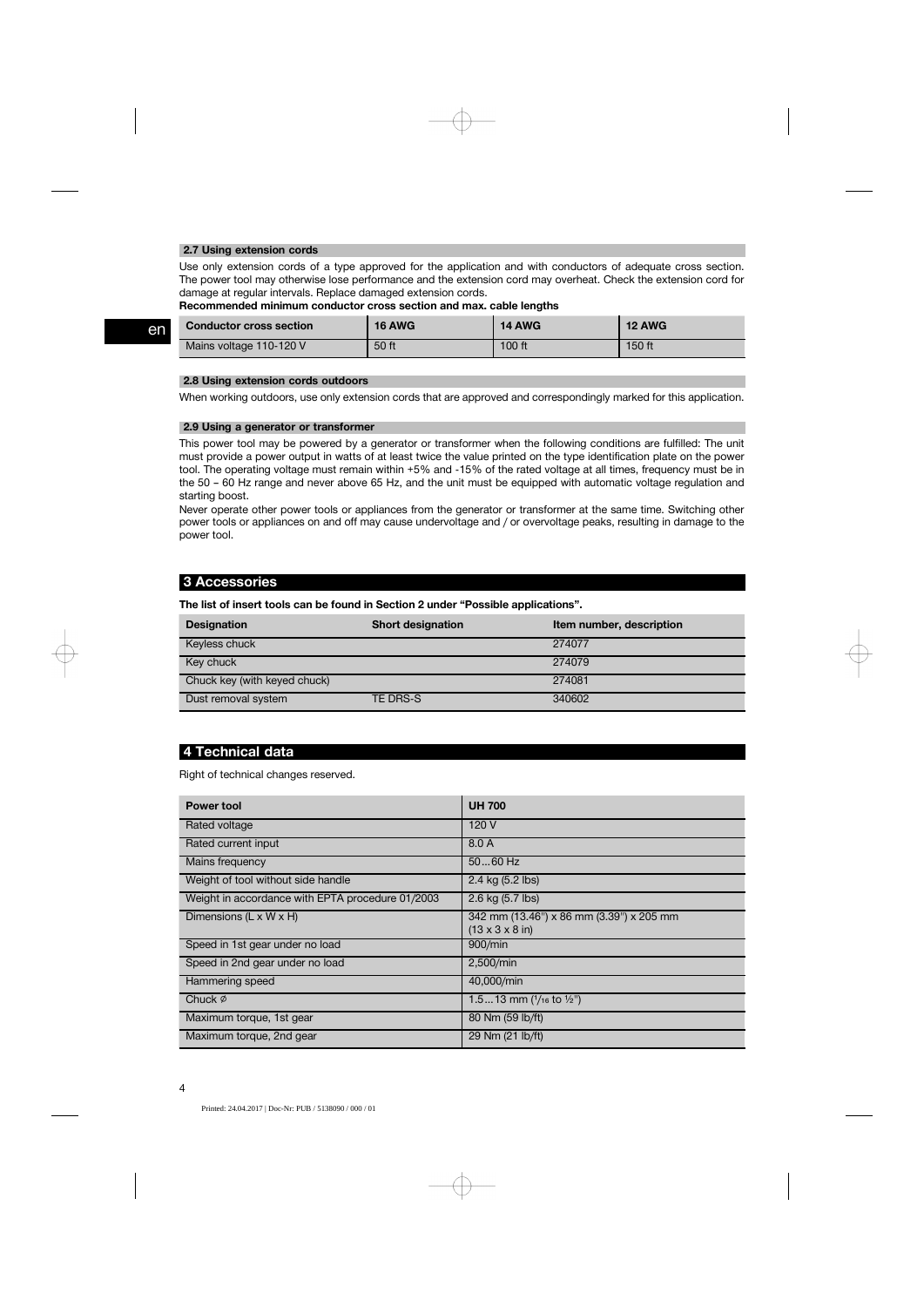### 2.7 Using extension cords

Use only extension cords of a type approved for the application and with conductors of adequate cross section. The power tool may otherwise lose performance and the extension cord may overheat. Check the extension cord for damage at regular intervals. Replace damaged extension cords.

**Recommended minimum conductor cross section and max. cable lengths**

| Conductor cross section | 16 AWG | 14 AWG | 12 AWG |
|---|---|---|---|
| Mains voltage 110-120 V | 50 ft | 100 ft | 150 ft |

### 2.8 Using extension cords outdoors

When working outdoors, use only extension cords that are approved and correspondingly marked for this application.

### 2.9 Using a generator or transformer

This power tool may be powered by a generator or transformer when the following conditions are fulfilled: The unit must provide a power output in watts of at least twice the value printed on the type identification plate on the power tool. The operating voltage must remain within +5% and -15% of the rated voltage at all times, frequency must be in the 50 – 60 Hz range and never above 65 Hz, and the unit must be equipped with automatic voltage regulation and starting boost.

Never operate other power tools or appliances from the generator or transformer at the same time. Switching other power tools or appliances on and off may cause undervoltage and / or overvoltage peaks, resulting in damage to the power tool.

## 3 Accessories

**The list of insert tools can be found in Section 2 under "Possible applications".**

| Designation | Short designation | Item number, description |
|---|---|---|
| Keyless chuck | | 274077 |
| Key chuck | | 274079 |
| Chuck key (with keyed chuck) | | 274081 |
| Dust removal system | TE DRS-S | 340602 |

## 4 Technical data

Right of technical changes reserved.

| Power tool | UH 700 |
|---|---|
| Rated voltage | 120 V |
| Rated current input | 8.0 A |
| Mains frequency | 50…60 Hz |
| Weight of tool without side handle | 2.4 kg (5.2 lbs) |
| Weight in accordance with EPTA procedure 01/2003 | 2.6 kg (5.7 lbs) |
| Dimensions (L x W x H) | 342 mm (13.46") x 86 mm (3.39") x 205 mm (13 x 3 x 8 in) |
| Speed in 1st gear under no load | 900/min |
| Speed in 2nd gear under no load | 2,500/min |
| Hammering speed | 40,000/min |
| Chuck ∅ | 1.5…13 mm (1/16 to ½") |
| Maximum torque, 1st gear | 80 Nm (59 lb/ft) |
| Maximum torque, 2nd gear | 29 Nm (21 lb/ft) |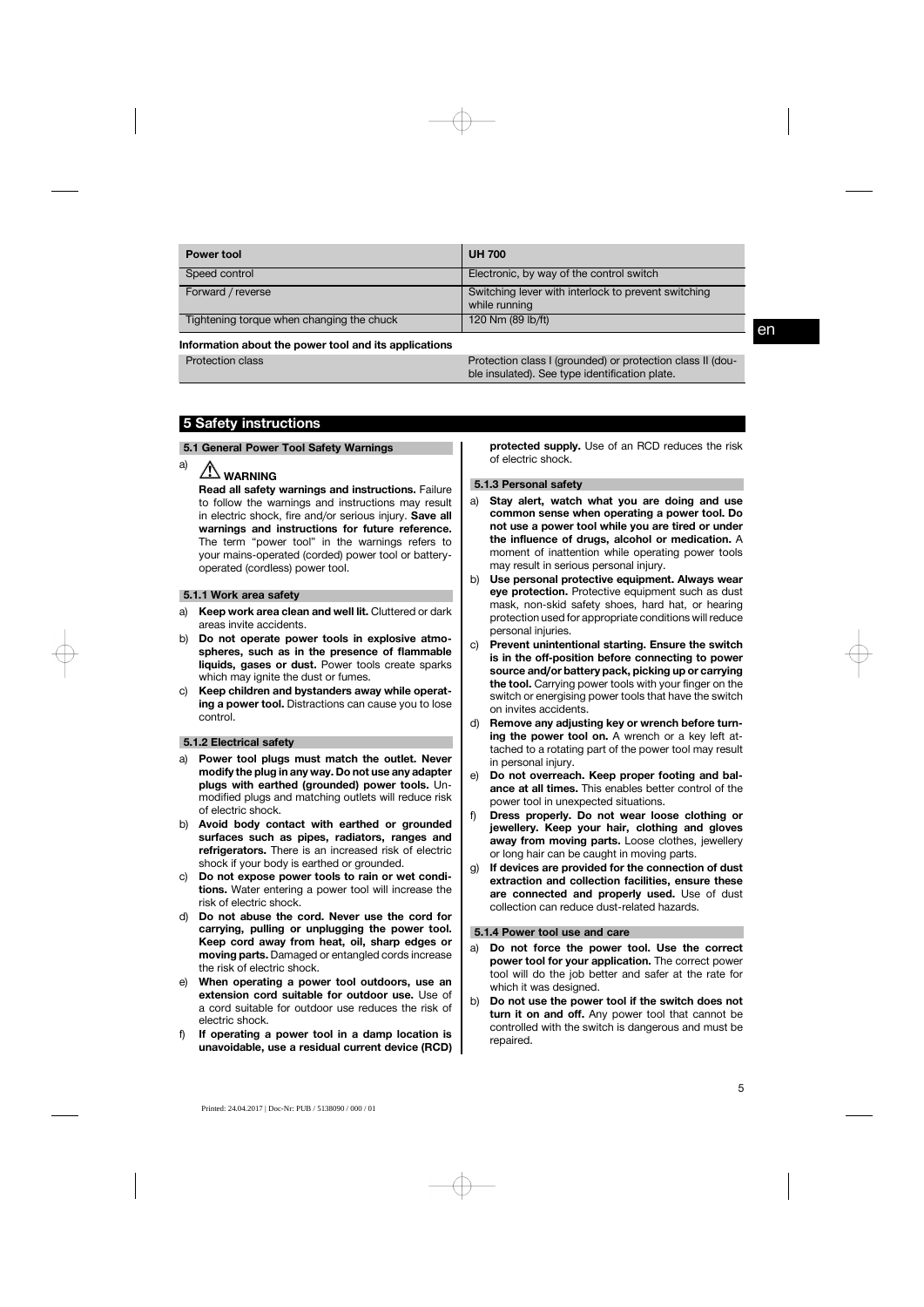| Power tool | UH 700 |
| --- | --- |
| Speed control | Electronic, by way of the control switch |
| Forward / reverse | Switching lever with interlock to prevent switching while running |
| Tightening torque when changing the chuck | 120 Nm (89 lb/ft) |

**Information about the power tool and its applications**

| | |
| --- | --- |
| Protection class | Protection class I (grounded) or protection class II (double insulated). See type identification plate. |

## 5 Safety instructions

### 5.1 General Power Tool Safety Warnings

a) ⚠ **WARNING**

**Read all safety warnings and instructions.** Failure to follow the warnings and instructions may result in electric shock, fire and/or serious injury. **Save all warnings and instructions for future reference.** The term "power tool" in the warnings refers to your mains-operated (corded) power tool or battery-operated (cordless) power tool.

### 5.1.1 Work area safety

a) **Keep work area clean and well lit.** Cluttered or dark areas invite accidents.
b) **Do not operate power tools in explosive atmospheres, such as in the presence of flammable liquids, gases or dust.** Power tools create sparks which may ignite the dust or fumes.
c) **Keep children and bystanders away while operating a power tool.** Distractions can cause you to lose control.

### 5.1.2 Electrical safety

a) **Power tool plugs must match the outlet. Never modify the plug in any way. Do not use any adapter plugs with earthed (grounded) power tools.** Unmodified plugs and matching outlets will reduce risk of electric shock.
b) **Avoid body contact with earthed or grounded surfaces such as pipes, radiators, ranges and refrigerators.** There is an increased risk of electric shock if your body is earthed or grounded.
c) **Do not expose power tools to rain or wet conditions.** Water entering a power tool will increase the risk of electric shock.
d) **Do not abuse the cord. Never use the cord for carrying, pulling or unplugging the power tool. Keep cord away from heat, oil, sharp edges or moving parts.** Damaged or entangled cords increase the risk of electric shock.
e) **When operating a power tool outdoors, use an extension cord suitable for outdoor use.** Use of a cord suitable for outdoor use reduces the risk of electric shock.
f) **If operating a power tool in a damp location is unavoidable, use a residual current device (RCD) protected supply.** Use of an RCD reduces the risk of electric shock.

### 5.1.3 Personal safety

a) **Stay alert, watch what you are doing and use common sense when operating a power tool. Do not use a power tool while you are tired or under the influence of drugs, alcohol or medication.** A moment of inattention while operating power tools may result in serious personal injury.
b) **Use personal protective equipment. Always wear eye protection.** Protective equipment such as dust mask, non-skid safety shoes, hard hat, or hearing protection used for appropriate conditions will reduce personal injuries.
c) **Prevent unintentional starting. Ensure the switch is in the off-position before connecting to power source and/or battery pack, picking up or carrying the tool.** Carrying power tools with your finger on the switch or energising power tools that have the switch on invites accidents.
d) **Remove any adjusting key or wrench before turning the power tool on.** A wrench or a key left attached to a rotating part of the power tool may result in personal injury.
e) **Do not overreach. Keep proper footing and balance at all times.** This enables better control of the power tool in unexpected situations.
f) **Dress properly. Do not wear loose clothing or jewellery. Keep your hair, clothing and gloves away from moving parts.** Loose clothes, jewellery or long hair can be caught in moving parts.
g) **If devices are provided for the connection of dust extraction and collection facilities, ensure these are connected and properly used.** Use of dust collection can reduce dust-related hazards.

### 5.1.4 Power tool use and care

a) **Do not force the power tool. Use the correct power tool for your application.** The correct power tool will do the job better and safer at the rate for which it was designed.
b) **Do not use the power tool if the switch does not turn it on and off.** Any power tool that cannot be controlled with the switch is dangerous and must be repaired.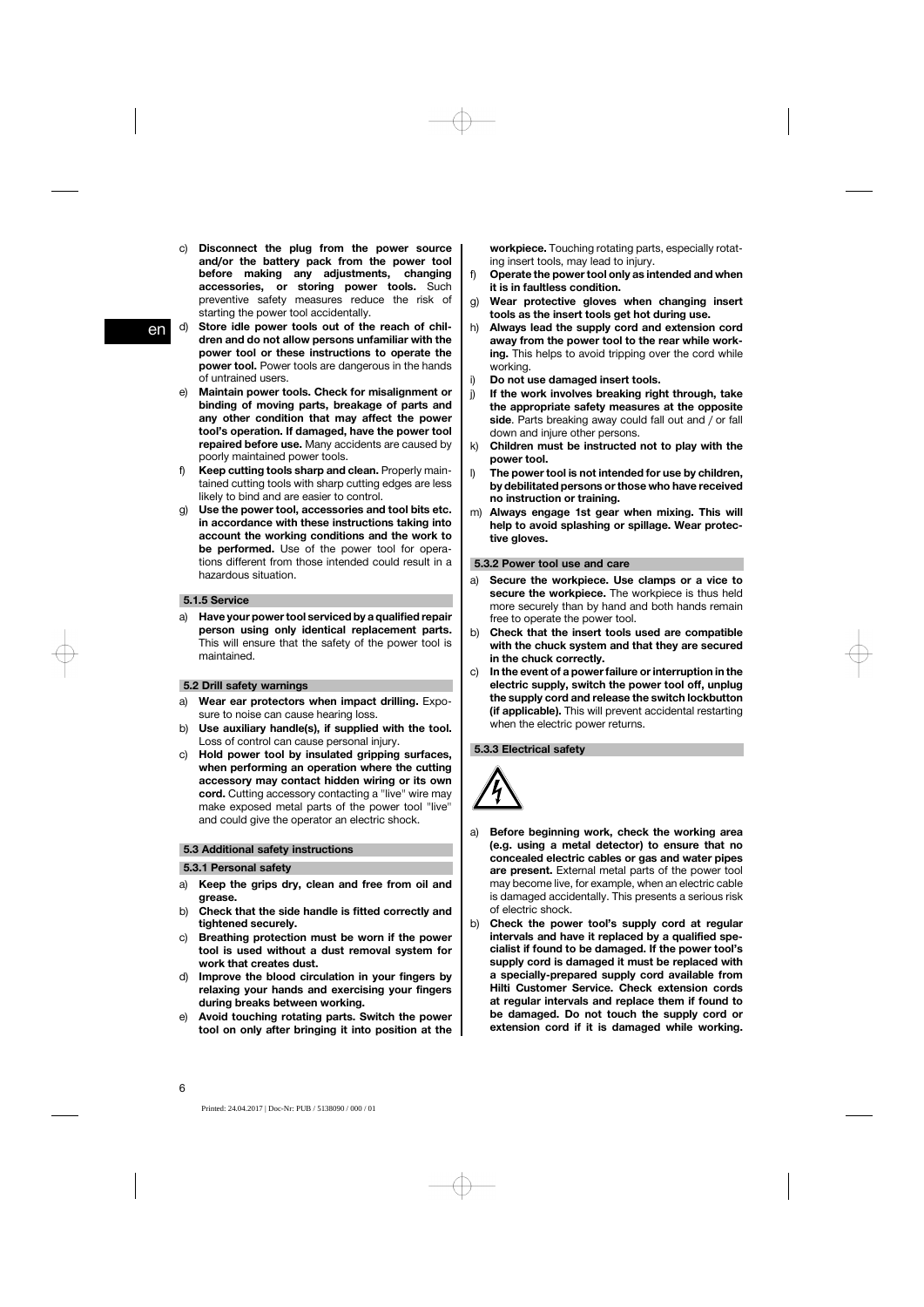c) **Disconnect the plug from the power source and/or the battery pack from the power tool before making any adjustments, changing accessories, or storing power tools.** Such preventive safety measures reduce the risk of starting the power tool accidentally.

d) **Store idle power tools out of the reach of children and do not allow persons unfamiliar with the power tool or these instructions to operate the power tool.** Power tools are dangerous in the hands of untrained users.

e) **Maintain power tools. Check for misalignment or binding of moving parts, breakage of parts and any other condition that may affect the power tool's operation. If damaged, have the power tool repaired before use.** Many accidents are caused by poorly maintained power tools.

f) **Keep cutting tools sharp and clean.** Properly maintained cutting tools with sharp cutting edges are less likely to bind and are easier to control.

g) **Use the power tool, accessories and tool bits etc. in accordance with these instructions taking into account the working conditions and the work to be performed.** Use of the power tool for operations different from those intended could result in a hazardous situation.

### 5.1.5 Service

a) **Have your power tool serviced by a qualified repair person using only identical replacement parts.** This will ensure that the safety of the power tool is maintained.

## 5.2 Drill safety warnings

a) **Wear ear protectors when impact drilling.** Exposure to noise can cause hearing loss.

b) **Use auxiliary handle(s), if supplied with the tool.** Loss of control can cause personal injury.

c) **Hold power tool by insulated gripping surfaces, when performing an operation where the cutting accessory may contact hidden wiring or its own cord.** Cutting accessory contacting a "live" wire may make exposed metal parts of the power tool "live" and could give the operator an electric shock.

## 5.3 Additional safety instructions

### 5.3.1 Personal safety

a) **Keep the grips dry, clean and free from oil and grease.**

b) **Check that the side handle is fitted correctly and tightened securely.**

c) **Breathing protection must be worn if the power tool is used without a dust removal system for work that creates dust.**

d) **Improve the blood circulation in your fingers by relaxing your hands and exercising your fingers during breaks between working.**

e) **Avoid touching rotating parts. Switch the power tool on only after bringing it into position at the workpiece.** Touching rotating parts, especially rotating insert tools, may lead to injury.

f) **Operate the power tool only as intended and when it is in faultless condition.**

g) **Wear protective gloves when changing insert tools as the insert tools get hot during use.**

h) **Always lead the supply cord and extension cord away from the power tool to the rear while working.** This helps to avoid tripping over the cord while working.

i) **Do not use damaged insert tools.**

j) **If the work involves breaking right through, take the appropriate safety measures at the opposite side**. Parts breaking away could fall out and / or fall down and injure other persons.

k) **Children must be instructed not to play with the power tool.**

l) **The power tool is not intended for use by children, by debilitated persons or those who have received no instruction or training.**

m) **Always engage 1st gear when mixing. This will help to avoid splashing or spillage. Wear protective gloves.**

### 5.3.2 Power tool use and care

a) **Secure the workpiece. Use clamps or a vice to secure the workpiece.** The workpiece is thus held more securely than by hand and both hands remain free to operate the power tool.

b) **Check that the insert tools used are compatible with the chuck system and that they are secured in the chuck correctly.**

c) **In the event of a power failure or interruption in the electric supply, switch the power tool off, unplug the supply cord and release the switch lockbutton (if applicable).** This will prevent accidental restarting when the electric power returns.

### 5.3.3 Electrical safety

a) **Before beginning work, check the working area (e.g. using a metal detector) to ensure that no concealed electric cables or gas and water pipes are present.** External metal parts of the power tool may become live, for example, when an electric cable is damaged accidentally. This presents a serious risk of electric shock.

b) **Check the power tool's supply cord at regular intervals and have it replaced by a qualified specialist if found to be damaged. If the power tool's supply cord is damaged it must be replaced with a specially-prepared supply cord available from Hilti Customer Service. Check extension cords at regular intervals and replace them if found to be damaged. Do not touch the supply cord or extension cord if it is damaged while working.**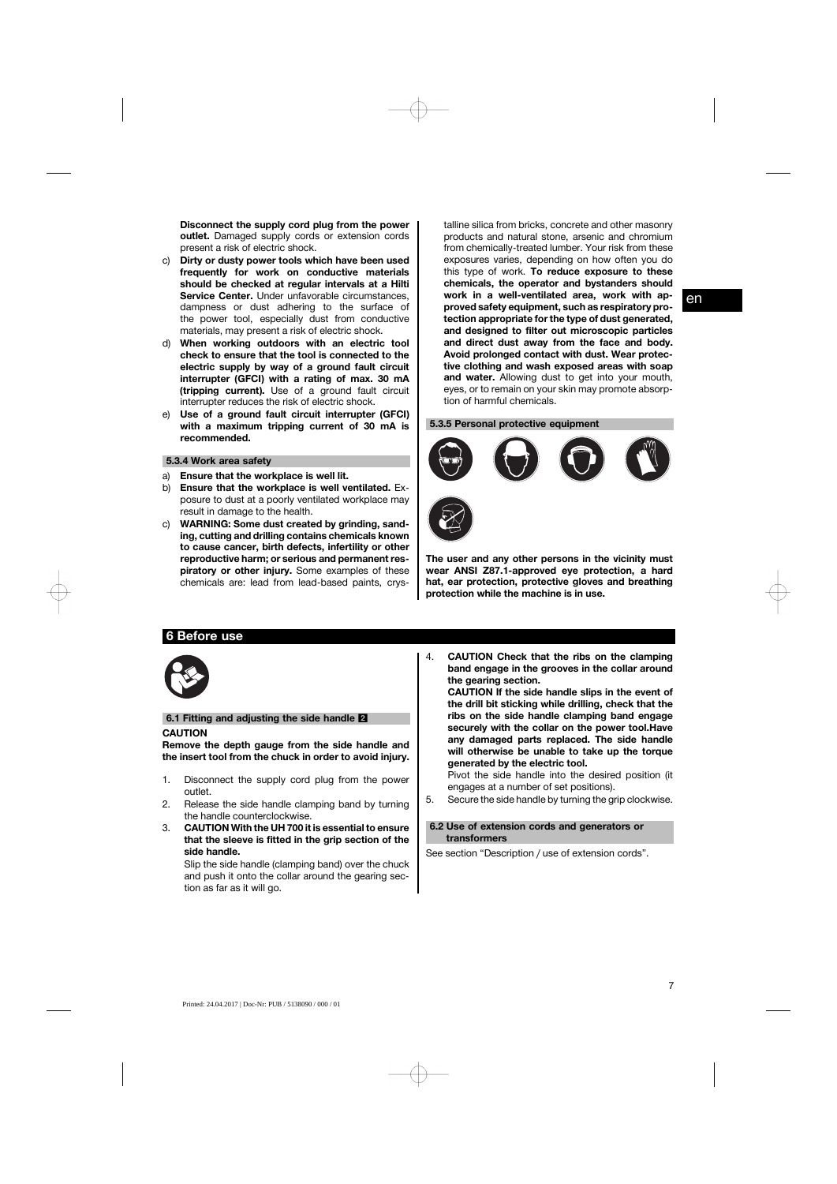**Disconnect the supply cord plug from the power outlet.** Damaged supply cords or extension cords present a risk of electric shock.

c) **Dirty or dusty power tools which have been used frequently for work on conductive materials should be checked at regular intervals at a Hilti Service Center.** Under unfavorable circumstances, dampness or dust adhering to the surface of the power tool, especially dust from conductive materials, may present a risk of electric shock.

d) **When working outdoors with an electric tool check to ensure that the tool is connected to the electric supply by way of a ground fault circuit interrupter (GFCI) with a rating of max. 30 mA (tripping current).** Use of a ground fault circuit interrupter reduces the risk of electric shock.

e) **Use of a ground fault circuit interrupter (GFCI) with a maximum tripping current of 30 mA is recommended.**

#### 5.3.4 Work area safety

a) **Ensure that the workplace is well lit.**

b) **Ensure that the workplace is well ventilated.** Exposure to dust at a poorly ventilated workplace may result in damage to the health.

c) **WARNING: Some dust created by grinding, sanding, cutting and drilling contains chemicals known to cause cancer, birth defects, infertility or other reproductive harm; or serious and permanent respiratory or other injury.** Some examples of these chemicals are: lead from lead-based paints, crystalline silica from bricks, concrete and other masonry products and natural stone, arsenic and chromium from chemically-treated lumber. Your risk from these exposures varies, depending on how often you do this type of work. **To reduce exposure to these chemicals, the operator and bystanders should work in a well-ventilated area, work with approved safety equipment, such as respiratory protection appropriate for the type of dust generated, and designed to filter out microscopic particles and direct dust away from the face and body. Avoid prolonged contact with dust. Wear protective clothing and wash exposed areas with soap and water.** Allowing dust to get into your mouth, eyes, or to remain on your skin may promote absorption of harmful chemicals.

#### 5.3.5 Personal protective equipment

**The user and any other persons in the vicinity must wear ANSI Z87.1-approved eye protection, a hard hat, ear protection, protective gloves and breathing protection while the machine is in use.**

## 6 Before use

### 6.1 Fitting and adjusting the side handle 2

**CAUTION**

**Remove the depth gauge from the side handle and the insert tool from the chuck in order to avoid injury.**

1. Disconnect the supply cord plug from the power outlet.
2. Release the side handle clamping band by turning the handle counterclockwise.
3. **CAUTION With the UH 700 it is essential to ensure that the sleeve is fitted in the grip section of the side handle.**

   Slip the side handle (clamping band) over the chuck and push it onto the collar around the gearing section as far as it will go.
4. **CAUTION Check that the ribs on the clamping band engage in the grooves in the collar around the gearing section.**

   **CAUTION If the side handle slips in the event of the drill bit sticking while drilling, check that the ribs on the side handle clamping band engage securely with the collar on the power tool.Have any damaged parts replaced. The side handle will otherwise be unable to take up the torque generated by the electric tool.**

   Pivot the side handle into the desired position (it engages at a number of set positions).
5. Secure the side handle by turning the grip clockwise.

### 6.2 Use of extension cords and generators or transformers

See section “Description / use of extension cords”.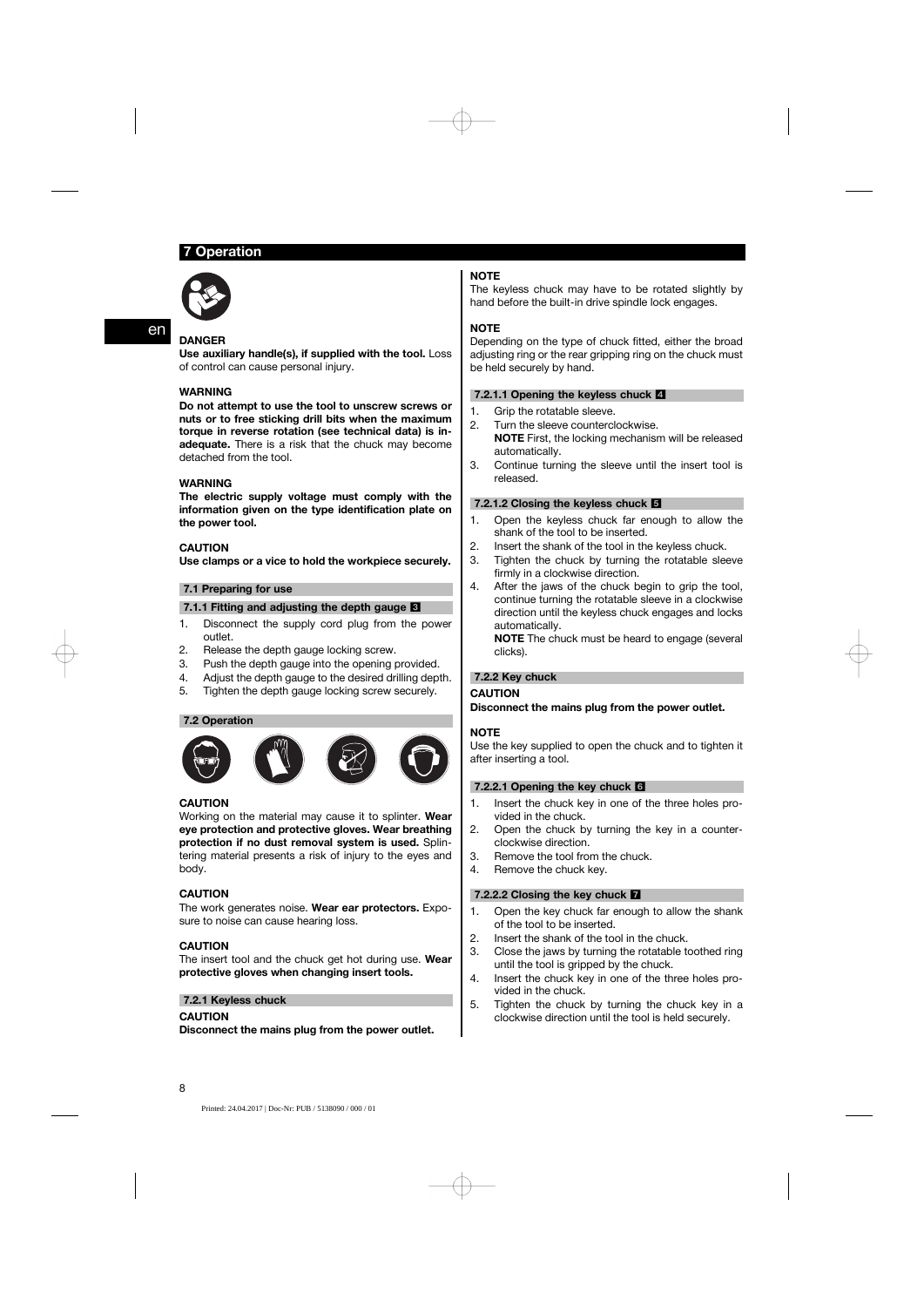# 7 Operation

**DANGER**

**Use auxiliary handle(s), if supplied with the tool.** Loss of control can cause personal injury.

**WARNING**

**Do not attempt to use the tool to unscrew screws or nuts or to free sticking drill bits when the maximum torque in reverse rotation (see technical data) is inadequate.** There is a risk that the chuck may become detached from the tool.

**WARNING**

**The electric supply voltage must comply with the information given on the type identification plate on the power tool.**

**CAUTION**

**Use clamps or a vice to hold the workpiece securely.**

## 7.1 Preparing for use

### 7.1.1 Fitting and adjusting the depth gauge 3

1. Disconnect the supply cord plug from the power outlet.
2. Release the depth gauge locking screw.
3. Push the depth gauge into the opening provided.
4. Adjust the depth gauge to the desired drilling depth.
5. Tighten the depth gauge locking screw securely.

## 7.2 Operation

**CAUTION**

Working on the material may cause it to splinter. **Wear eye protection and protective gloves. Wear breathing protection if no dust removal system is used.** Splintering material presents a risk of injury to the eyes and body.

**CAUTION**

The work generates noise. **Wear ear protectors.** Exposure to noise can cause hearing loss.

**CAUTION**

The insert tool and the chuck get hot during use. **Wear protective gloves when changing insert tools.**

### 7.2.1 Keyless chuck

**CAUTION**

**Disconnect the mains plug from the power outlet.**

**NOTE**

The keyless chuck may have to be rotated slightly by hand before the built-in drive spindle lock engages.

**NOTE**

Depending on the type of chuck fitted, either the broad adjusting ring or the rear gripping ring on the chuck must be held securely by hand.

#### 7.2.1.1 Opening the keyless chuck 4

1. Grip the rotatable sleeve.
2. Turn the sleeve counterclockwise.
   **NOTE** First, the locking mechanism will be released automatically.
3. Continue turning the sleeve until the insert tool is released.

#### 7.2.1.2 Closing the keyless chuck 5

1. Open the keyless chuck far enough to allow the shank of the tool to be inserted.
2. Insert the shank of the tool in the keyless chuck.
3. Tighten the chuck by turning the rotatable sleeve firmly in a clockwise direction.
4. After the jaws of the chuck begin to grip the tool, continue turning the rotatable sleeve in a clockwise direction until the keyless chuck engages and locks automatically.
   **NOTE** The chuck must be heard to engage (several clicks).

### 7.2.2 Key chuck

**CAUTION**

**Disconnect the mains plug from the power outlet.**

**NOTE**

Use the key supplied to open the chuck and to tighten it after inserting a tool.

#### 7.2.2.1 Opening the key chuck 6

1. Insert the chuck key in one of the three holes provided in the chuck.
2. Open the chuck by turning the key in a counterclockwise direction.
3. Remove the tool from the chuck.
4. Remove the chuck key.

#### 7.2.2.2 Closing the key chuck 7

1. Open the key chuck far enough to allow the shank of the tool to be inserted.
2. Insert the shank of the tool in the chuck.
3. Close the jaws by turning the rotatable toothed ring until the tool is gripped by the chuck.
4. Insert the chuck key in one of the three holes provided in the chuck.
5. Tighten the chuck by turning the chuck key in a clockwise direction until the tool is held securely.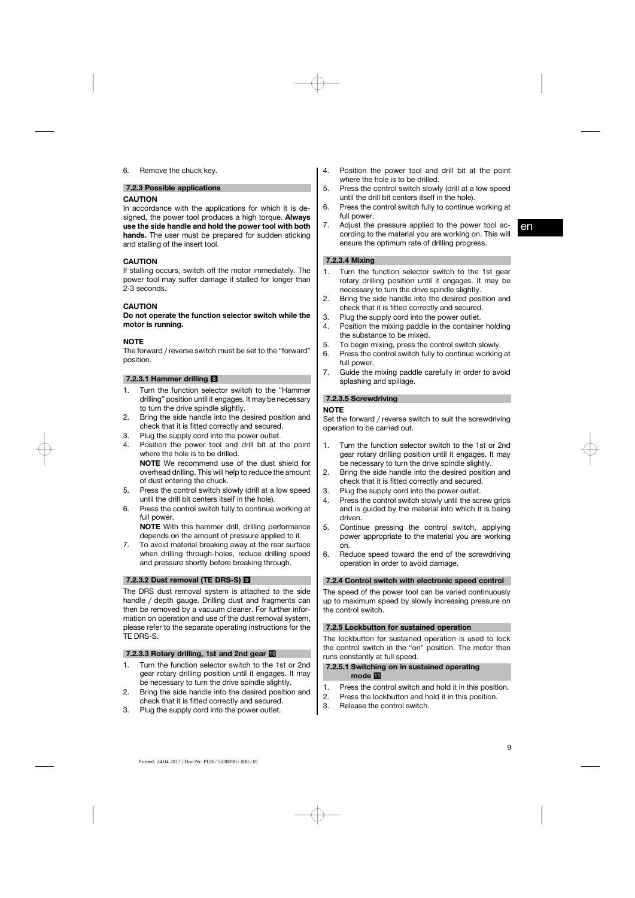6. Remove the chuck key.

### 7.2.3 Possible applications

**CAUTION**

In accordance with the applications for which it is designed, the power tool produces a high torque. **Always use the side handle and hold the power tool with both hands.** The user must be prepared for sudden sticking and stalling of the insert tool.

**CAUTION**

If stalling occurs, switch off the motor immediately. The power tool may suffer damage if stalled for longer than 2-3 seconds.

**CAUTION**

**Do not operate the function selector switch while the motor is running.**

**NOTE**

The forward / reverse switch must be set to the "forward" position.

#### 7.2.3.1 Hammer drilling 8

1. Turn the function selector switch to the "Hammer drilling" position until it engages. It may be necessary to turn the drive spindle slightly.
2. Bring the side handle into the desired position and check that it is fitted correctly and secured.
3. Plug the supply cord into the power outlet.
4. Position the power tool and drill bit at the point where the hole is to be drilled.
   **NOTE** We recommend use of the dust shield for overhead drilling. This will help to reduce the amount of dust entering the chuck.
5. Press the control switch slowly (drill at a low speed until the drill bit centers itself in the hole).
6. Press the control switch fully to continue working at full power.
   **NOTE** With this hammer drill, drilling performance depends on the amount of pressure applied to it.
7. To avoid material breaking away at the rear surface when drilling through-holes, reduce drilling speed and pressure shortly before breaking through.

#### 7.2.3.2 Dust removal (TE DRS-S) 9

The DRS dust removal system is attached to the side handle / depth gauge. Drilling dust and fragments can then be removed by a vacuum cleaner. For further information on operation and use of the dust removal system, please refer to the separate operating instructions for the TE DRS-S.

#### 7.2.3.3 Rotary drilling, 1st and 2nd gear 10

1. Turn the function selector switch to the 1st or 2nd gear rotary drilling position until it engages. It may be necessary to turn the drive spindle slightly.
2. Bring the side handle into the desired position and check that it is fitted correctly and secured.
3. Plug the supply cord into the power outlet.
4. Position the power tool and drill bit at the point where the hole is to be drilled.
5. Press the control switch slowly (drill at a low speed until the drill bit centers itself in the hole).
6. Press the control switch fully to continue working at full power.
7. Adjust the pressure applied to the power tool according to the material you are working on. This will ensure the optimum rate of drilling progress.

#### 7.2.3.4 Mixing

1. Turn the function selector switch to the 1st gear rotary drilling position until it engages. It may be necessary to turn the drive spindle slightly.
2. Bring the side handle into the desired position and check that it is fitted correctly and secured.
3. Plug the supply cord into the power outlet.
4. Position the mixing paddle in the container holding the substance to be mixed.
5. To begin mixing, press the control switch slowly.
6. Press the control switch fully to continue working at full power.
7. Guide the mixing paddle carefully in order to avoid splashing and spillage.

#### 7.2.3.5 Screwdriving

**NOTE**

Set the forward / reverse switch to suit the screwdriving operation to be carried out.

1. Turn the function selector switch to the 1st or 2nd gear rotary drilling position until it engages. It may be necessary to turn the drive spindle slightly.
2. Bring the side handle into the desired position and check that it is fitted correctly and secured.
3. Plug the supply cord into the power outlet.
4. Press the control switch slowly until the screw grips and is guided by the material into which it is being driven.
5. Continue pressing the control switch, applying power appropriate to the material you are working on.
6. Reduce speed toward the end of the screwdriving operation in order to avoid damage.

### 7.2.4 Control switch with electronic speed control

The speed of the power tool can be varied continuously up to maximum speed by slowly increasing pressure on the control switch.

### 7.2.5 Lockbutton for sustained operation

The lockbutton for sustained operation is used to lock the control switch in the "on" position. The motor then runs constantly at full speed.

#### 7.2.5.1 Switching on in sustained operating mode 11

1. Press the control switch and hold it in this position.
2. Press the lockbutton and hold it in this position.
3. Release the control switch.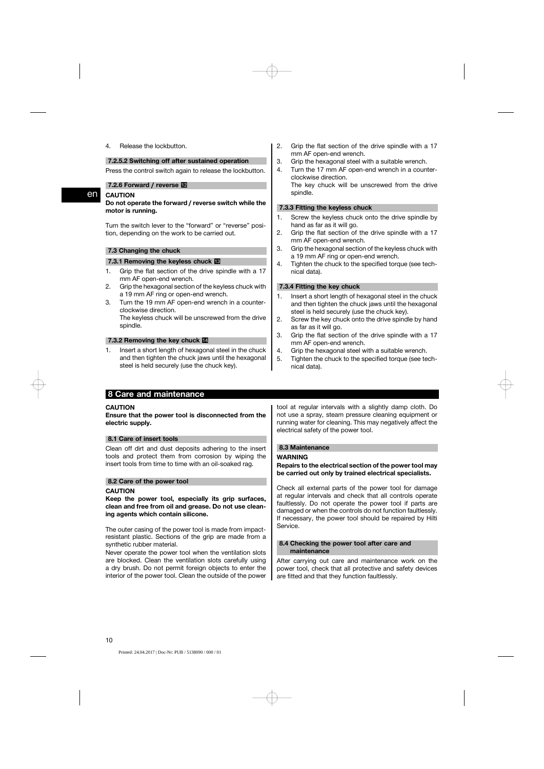4. Release the lockbutton.

#### 7.2.5.2 Switching off after sustained operation

Press the control switch again to release the lockbutton.

#### 7.2.6 Forward / reverse 12

**CAUTION**

**Do not operate the forward / reverse switch while the motor is running.**

Turn the switch lever to the “forward” or “reverse” position, depending on the work to be carried out.

### 7.3 Changing the chuck

#### 7.3.1 Removing the keyless chuck 13

1. Grip the flat section of the drive spindle with a 17 mm AF open-end wrench.
2. Grip the hexagonal section of the keyless chuck with a 19 mm AF ring or open-end wrench.
3. Turn the 19 mm AF open-end wrench in a counterclockwise direction.
   The keyless chuck will be unscrewed from the drive spindle.

#### 7.3.2 Removing the key chuck 14

1. Insert a short length of hexagonal steel in the chuck and then tighten the chuck jaws until the hexagonal steel is held securely (use the chuck key).
2. Grip the flat section of the drive spindle with a 17 mm AF open-end wrench.
3. Grip the hexagonal steel with a suitable wrench.
4. Turn the 17 mm AF open-end wrench in a counterclockwise direction.
   The key chuck will be unscrewed from the drive spindle.

#### 7.3.3 Fitting the keyless chuck

1. Screw the keyless chuck onto the drive spindle by hand as far as it will go.
2. Grip the flat section of the drive spindle with a 17 mm AF open-end wrench.
3. Grip the hexagonal section of the keyless chuck with a 19 mm AF ring or open-end wrench.
4. Tighten the chuck to the specified torque (see technical data).

#### 7.3.4 Fitting the key chuck

1. Insert a short length of hexagonal steel in the chuck and then tighten the chuck jaws until the hexagonal steel is held securely (use the chuck key).
2. Screw the key chuck onto the drive spindle by hand as far as it will go.
3. Grip the flat section of the drive spindle with a 17 mm AF open-end wrench.
4. Grip the hexagonal steel with a suitable wrench.
5. Tighten the chuck to the specified torque (see technical data).

## 8 Care and maintenance

**CAUTION**

**Ensure that the power tool is disconnected from the electric supply.**

### 8.1 Care of insert tools

Clean off dirt and dust deposits adhering to the insert tools and protect them from corrosion by wiping the insert tools from time to time with an oil-soaked rag.

### 8.2 Care of the power tool

**CAUTION**

**Keep the power tool, especially its grip surfaces, clean and free from oil and grease. Do not use cleaning agents which contain silicone.**

The outer casing of the power tool is made from impact-resistant plastic. Sections of the grip are made from a synthetic rubber material.

Never operate the power tool when the ventilation slots are blocked. Clean the ventilation slots carefully using a dry brush. Do not permit foreign objects to enter the interior of the power tool. Clean the outside of the power tool at regular intervals with a slightly damp cloth. Do not use a spray, steam pressure cleaning equipment or running water for cleaning. This may negatively affect the electrical safety of the power tool.

### 8.3 Maintenance

**WARNING**

**Repairs to the electrical section of the power tool may be carried out only by trained electrical specialists.**

Check all external parts of the power tool for damage at regular intervals and check that all controls operate faultlessly. Do not operate the power tool if parts are damaged or when the controls do not function faultlessly. If necessary, the power tool should be repaired by Hilti Service.

### 8.4 Checking the power tool after care and maintenance

After carrying out care and maintenance work on the power tool, check that all protective and safety devices are fitted and that they function faultlessly.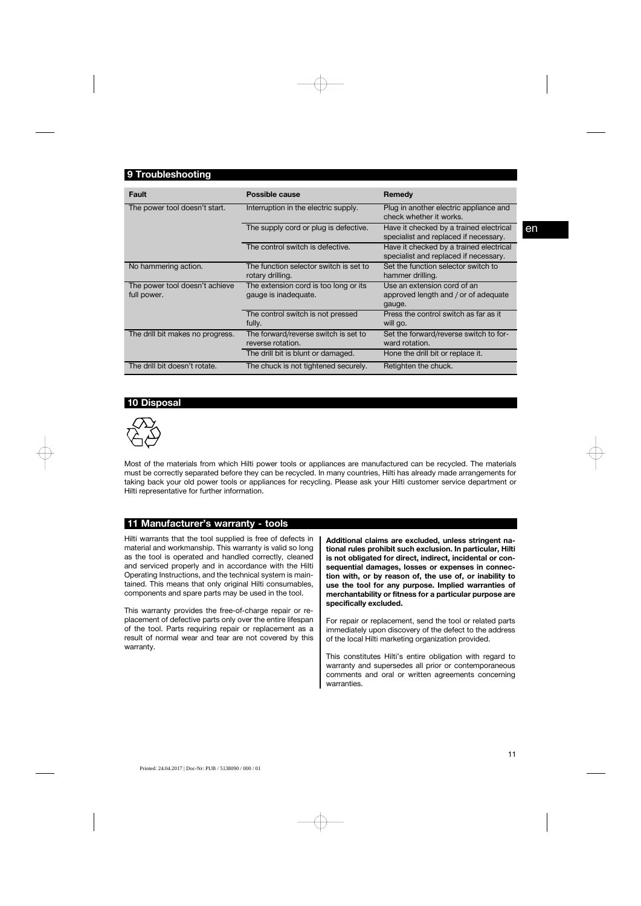## 9 Troubleshooting

| Fault | Possible cause | Remedy |
|---|---|---|
| The power tool doesn't start. | Interruption in the electric supply. | Plug in another electric appliance and check whether it works. |
| | The supply cord or plug is defective. | Have it checked by a trained electrical specialist and replaced if necessary. |
| | The control switch is defective. | Have it checked by a trained electrical specialist and replaced if necessary. |
| No hammering action. | The function selector switch is set to rotary drilling. | Set the function selector switch to hammer drilling. |
| The power tool doesn't achieve full power. | The extension cord is too long or its gauge is inadequate. | Use an extension cord of an approved length and / or of adequate gauge. |
| | The control switch is not pressed fully. | Press the control switch as far as it will go. |
| The drill bit makes no progress. | The forward/reverse switch is set to reverse rotation. | Set the forward/reverse switch to forward rotation. |
| | The drill bit is blunt or damaged. | Hone the drill bit or replace it. |
| The drill bit doesn't rotate. | The chuck is not tightened securely. | Retighten the chuck. |

## 10 Disposal

Most of the materials from which Hilti power tools or appliances are manufactured can be recycled. The materials must be correctly separated before they can be recycled. In many countries, Hilti has already made arrangements for taking back your old power tools or appliances for recycling. Please ask your Hilti customer service department or Hilti representative for further information.

## 11 Manufacturer's warranty - tools

Hilti warrants that the tool supplied is free of defects in material and workmanship. This warranty is valid so long as the tool is operated and handled correctly, cleaned and serviced properly and in accordance with the Hilti Operating Instructions, and the technical system is maintained. This means that only original Hilti consumables, components and spare parts may be used in the tool.

This warranty provides the free-of-charge repair or replacement of defective parts only over the entire lifespan of the tool. Parts requiring repair or replacement as a result of normal wear and tear are not covered by this warranty.

**Additional claims are excluded, unless stringent national rules prohibit such exclusion. In particular, Hilti is not obligated for direct, indirect, incidental or consequential damages, losses or expenses in connection with, or by reason of, the use of, or inability to use the tool for any purpose. Implied warranties of merchantability or fitness for a particular purpose are specifically excluded.**

For repair or replacement, send the tool or related parts immediately upon discovery of the defect to the address of the local Hilti marketing organization provided.

This constitutes Hilti's entire obligation with regard to warranty and supersedes all prior or contemporaneous comments and oral or written agreements concerning warranties.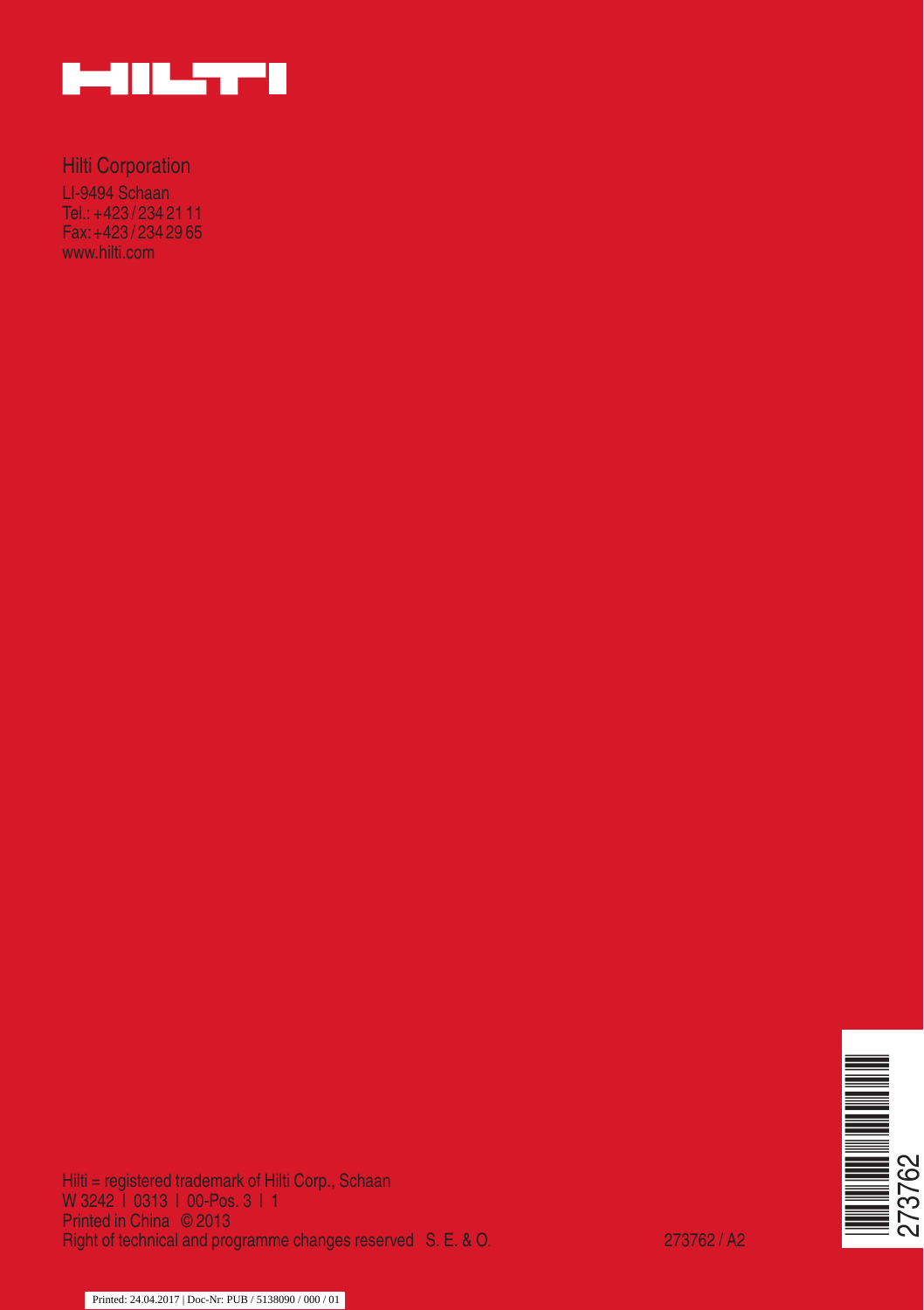HILTI

Hilti Corporation

LI-9494 Schaan
Tel.: +423 / 234 21 11
Fax: +423 / 234 29 65
www.hilti.com

Hilti = registered trademark of Hilti Corp., Schaan
W 3242 | 0313 | 00-Pos. 3 | 1
Printed in China © 2013
Right of technical and programme changes reserved S. E. & O.

273762 / A2

273762

Printed: 24.04.2017 | Doc-Nr: PUB / 5138090 / 000 / 01